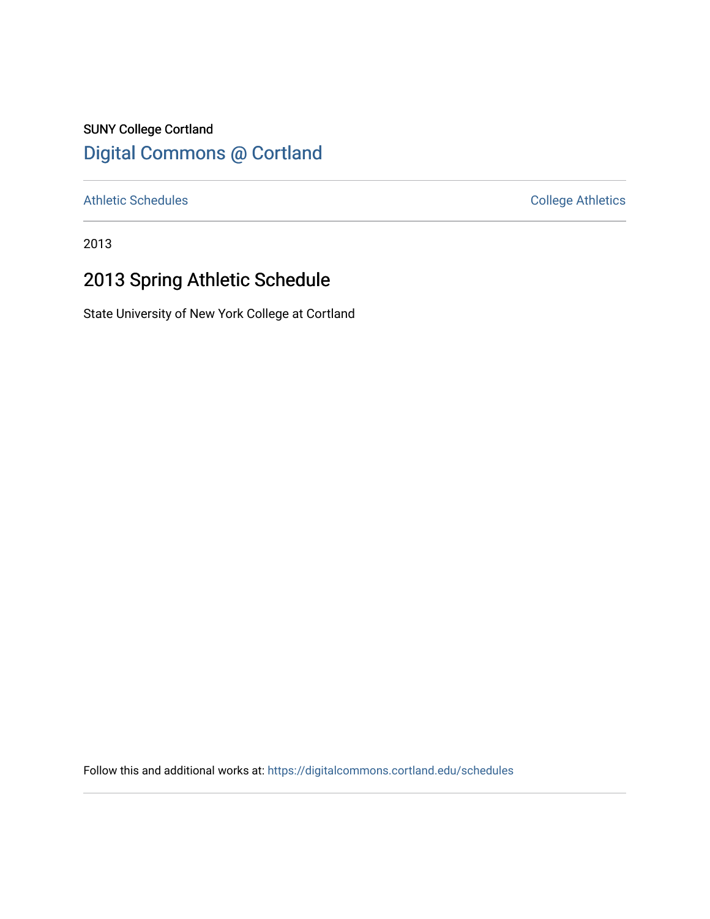SUNY College Cortland

## Digital Commons @ Cortland

Athletic Schedules | College Athletics

2013

# 2013 Spring Athletic Schedule

State University of New York College at Cortland

Follow this and additional works at: https://digitalcommons.cortland.edu/schedules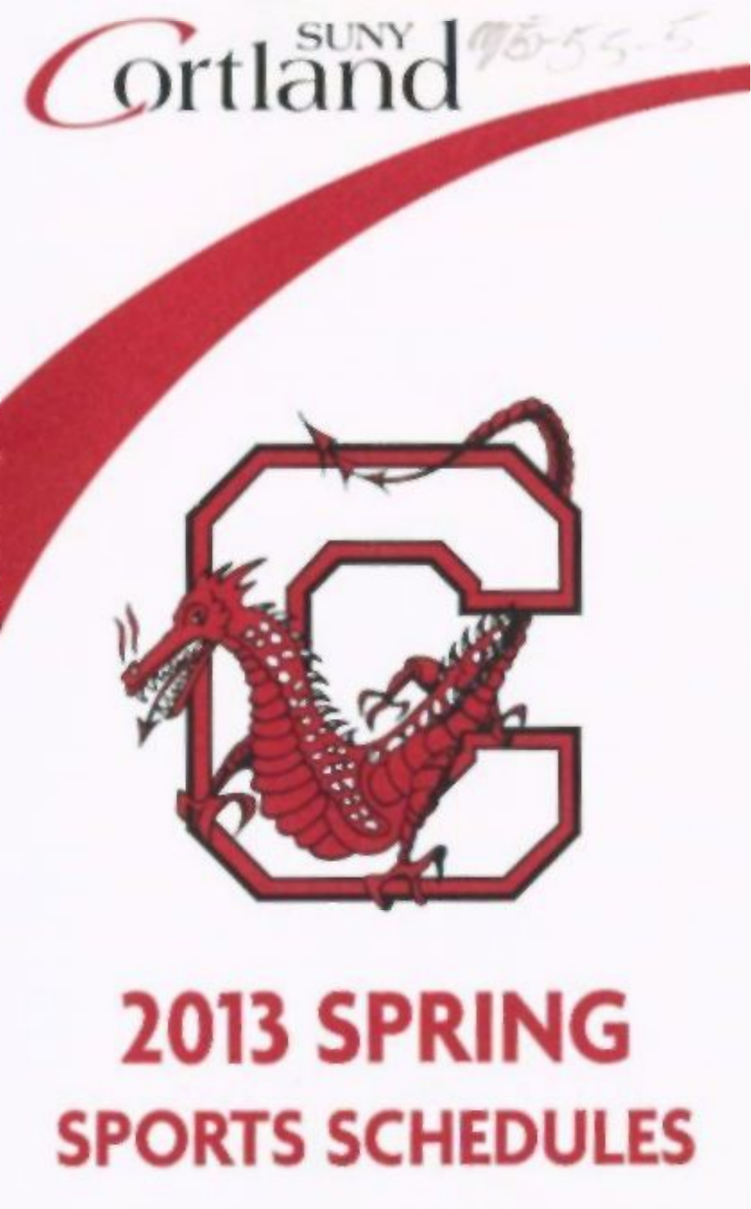SUNY Cortland

# 2013 SPRING SPORTS SCHEDULES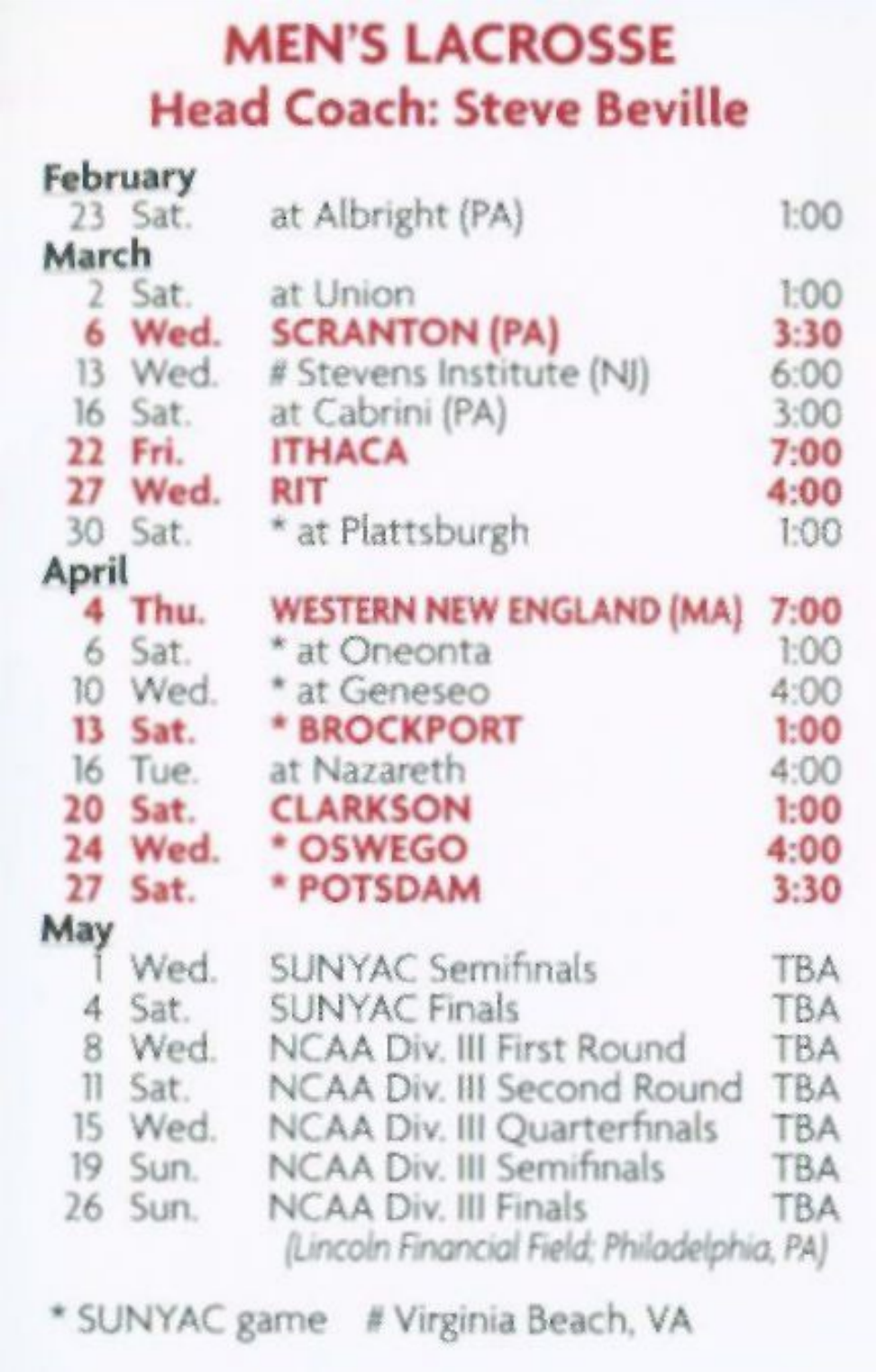# MEN'S LACROSSE

## Head Coach: Steve Beville

| Date | Day | Opponent | Time |
|---|---|---|---|
| **February** | | | |
| 23 | Sat. | at Albright (PA) | 1:00 |
| **March** | | | |
| 2 | Sat. | at Union | 1:00 |
| **6** | **Wed.** | **SCRANTON (PA)** | **3:30** |
| 13 | Wed. | # Stevens Institute (NJ) | 6:00 |
| 16 | Sat. | at Cabrini (PA) | 3:00 |
| **22** | **Fri.** | **ITHACA** | **7:00** |
| **27** | **Wed.** | **RIT** | **4:00** |
| 30 | Sat. | * at Plattsburgh | 1:00 |
| **April** | | | |
| **4** | **Thu.** | **WESTERN NEW ENGLAND (MA)** | **7:00** |
| 6 | Sat. | * at Oneonta | 1:00 |
| 10 | Wed. | * at Geneseo | 4:00 |
| **13** | **Sat.** | **\* BROCKPORT** | **1:00** |
| 16 | Tue. | at Nazareth | 4:00 |
| **20** | **Sat.** | **CLARKSON** | **1:00** |
| **24** | **Wed.** | **\* OSWEGO** | **4:00** |
| **27** | **Sat.** | **\* POTSDAM** | **3:30** |
| **May** | | | |
| 1 | Wed. | SUNYAC Semifinals | TBA |
| 4 | Sat. | SUNYAC Finals | TBA |
| 8 | Wed. | NCAA Div. III First Round | TBA |
| 11 | Sat. | NCAA Div. III Second Round | TBA |
| 15 | Wed. | NCAA Div. III Quarterfinals | TBA |
| 19 | Sun. | NCAA Div. III Semifinals | TBA |
| 26 | Sun. | NCAA Div. III Finals *(Lincoln Financial Field; Philadelphia, PA)* | TBA |

* SUNYAC game # Virginia Beach, VA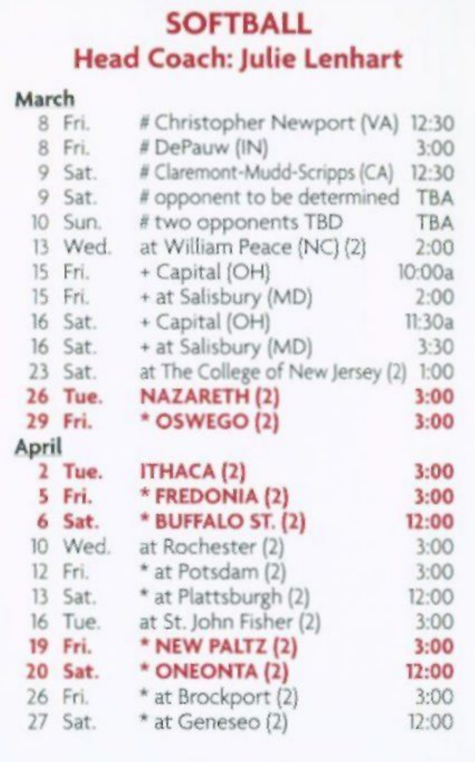# SOFTBALL

## Head Coach: Julie Lenhart

### March

| | | | |
|---|---|---|---|
| 8 | Fri. | # Christopher Newport (VA) | 12:30 |
| 8 | Fri. | # DePauw (IN) | 3:00 |
| 9 | Sat. | # Claremont-Mudd-Scripps (CA) | 12:30 |
| 9 | Sat. | # opponent to be determined | TBA |
| 10 | Sun. | # two opponents TBD | TBA |
| 13 | Wed. | at William Peace (NC) (2) | 2:00 |
| 15 | Fri. | + Capital (OH) | 10:00a |
| 15 | Fri. | + at Salisbury (MD) | 2:00 |
| 16 | Sat. | + Capital (OH) | 11:30a |
| 16 | Sat. | + at Salisbury (MD) | 3:30 |
| 23 | Sat. | at The College of New Jersey (2) | 1:00 |
| **26** | **Tue.** | **NAZARETH (2)** | **3:00** |
| **29** | **Fri.** | **\* OSWEGO (2)** | **3:00** |

### April

| | | | |
|---|---|---|---|
| **2** | **Tue.** | **ITHACA (2)** | **3:00** |
| **5** | **Fri.** | **\* FREDONIA (2)** | **3:00** |
| **6** | **Sat.** | **\* BUFFALO ST. (2)** | **12:00** |
| 10 | Wed. | at Rochester (2) | 3:00 |
| 12 | Fri. | * at Potsdam (2) | 3:00 |
| 13 | Sat. | * at Plattsburgh (2) | 12:00 |
| 16 | Tue. | at St. John Fisher (2) | 3:00 |
| **19** | **Fri.** | **\* NEW PALTZ (2)** | **3:00** |
| **20** | **Sat.** | **\* ONEONTA (2)** | **12:00** |
| 26 | Fri. | * at Brockport (2) | 3:00 |
| 27 | Sat. | * at Geneseo (2) | 12:00 |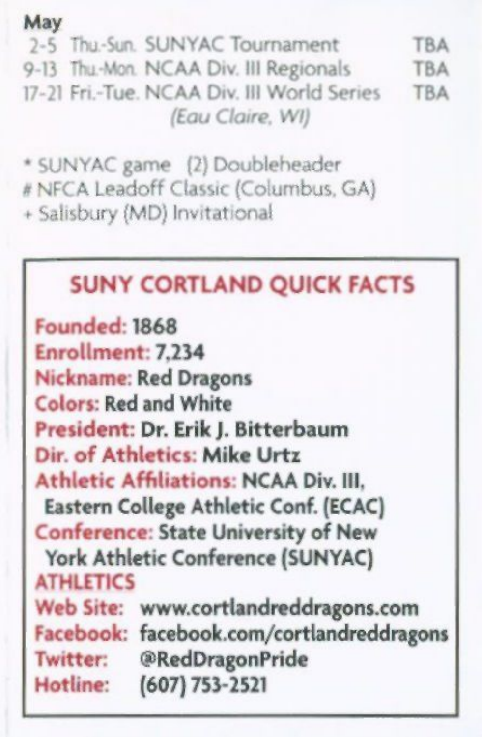## May

| | | | |
|---|---|---|---|
| 2-5 | Thu.-Sun. | SUNYAC Tournament | TBA |
| 9-13 | Thu.-Mon. | NCAA Div. III Regionals | TBA |
| 17-21 | Fri.-Tue. | NCAA Div. III World Series *(Eau Claire, WI)* | TBA |

* SUNYAC game (2) Doubleheader
# NFCA Leadoff Classic (Columbus, GA)
+ Salisbury (MD) Invitational

## SUNY CORTLAND QUICK FACTS

**Founded:** 1868
**Enrollment:** 7,234
**Nickname:** Red Dragons
**Colors:** Red and White
**President:** Dr. Erik J. Bitterbaum
**Dir. of Athletics:** Mike Urtz
**Athletic Affiliations:** NCAA Div. III, Eastern College Athletic Conf. (ECAC)
**Conference:** State University of New York Athletic Conference (SUNYAC)

**ATHLETICS**
**Web Site:** www.cortlandreddragons.com
**Facebook:** facebook.com/cortlandreddragons
**Twitter:** @RedDragonPride
**Hotline:** (607) 753-2521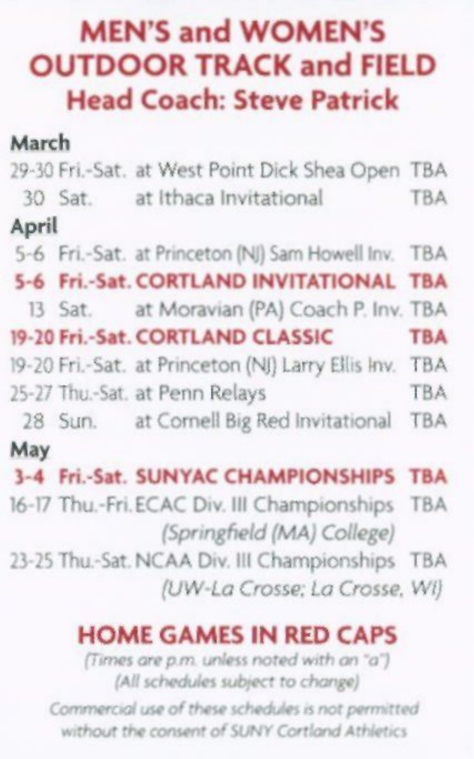# MEN'S and WOMEN'S OUTDOOR TRACK and FIELD

## Head Coach: Steve Patrick

### March

| Date | Day | Event | Time |
|---|---|---|---|
| 29-30 | Fri.-Sat. | at West Point Dick Shea Open | TBA |
| 30 | Sat. | at Ithaca Invitational | TBA |

### April

| Date | Day | Event | Time |
|---|---|---|---|
| 5-6 | Fri.-Sat. | at Princeton (NJ) Sam Howell Inv. | TBA |
| **5-6** | **Fri.-Sat.** | **CORTLAND INVITATIONAL** | **TBA** |
| 13 | Sat. | at Moravian (PA) Coach P. Inv. | TBA |
| **19-20** | **Fri.-Sat.** | **CORTLAND CLASSIC** | **TBA** |
| 19-20 | Fri.-Sat. | at Princeton (NJ) Larry Ellis Inv. | TBA |
| 25-27 | Thu.-Sat. | at Penn Relays | TBA |
| 28 | Sun. | at Cornell Big Red Invitational | TBA |

### May

| Date | Day | Event | Time |
|---|---|---|---|
| **3-4** | **Fri.-Sat.** | **SUNYAC CHAMPIONSHIPS** | **TBA** |
| 16-17 | Thu.-Fri. | ECAC Div. III Championships *(Springfield (MA) College)* | TBA |
| 23-25 | Thu.-Sat. | NCAA Div. III Championships *(UW-La Crosse; La Crosse, WI)* | TBA |

## HOME GAMES IN RED CAPS

*(Times are p.m. unless noted with an "a")*

*(All schedules subject to change)*

*Commercial use of these schedules is not permitted without the consent of SUNY Cortland Athletics*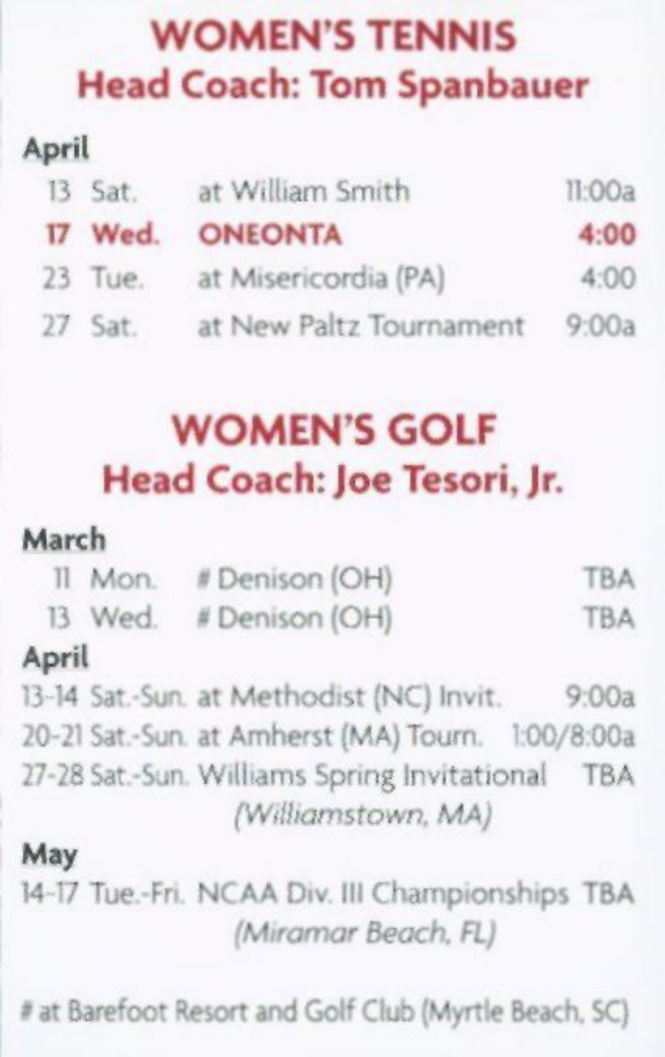## WOMEN'S TENNIS

### Head Coach: Tom Spanbauer

**April**

| | | | |
|---|---|---|---|
| 13 | Sat. | at William Smith | 11:00a |
| **17** | **Wed.** | **ONEONTA** | **4:00** |
| 23 | Tue. | at Misericordia (PA) | 4:00 |
| 27 | Sat. | at New Paltz Tournament | 9:00a |

## WOMEN'S GOLF

### Head Coach: Joe Tesori, Jr.

**March**

| | | | |
|---|---|---|---|
| 11 | Mon. | # Denison (OH) | TBA |
| 13 | Wed. | # Denison (OH) | TBA |

**April**

| | | | |
|---|---|---|---|
| 13-14 | Sat.-Sun. | at Methodist (NC) Invit. | 9:00a |
| 20-21 | Sat.-Sun. | at Amherst (MA) Tourn. | 1:00/8:00a |
| 27-28 | Sat.-Sun. | Williams Spring Invitational *(Williamstown, MA)* | TBA |

**May**

| | | | |
|---|---|---|---|
| 14-17 | Tue.-Fri. | NCAA Div. III Championships *(Miramar Beach, FL)* | TBA |

# at Barefoot Resort and Golf Club (Myrtle Beach, SC)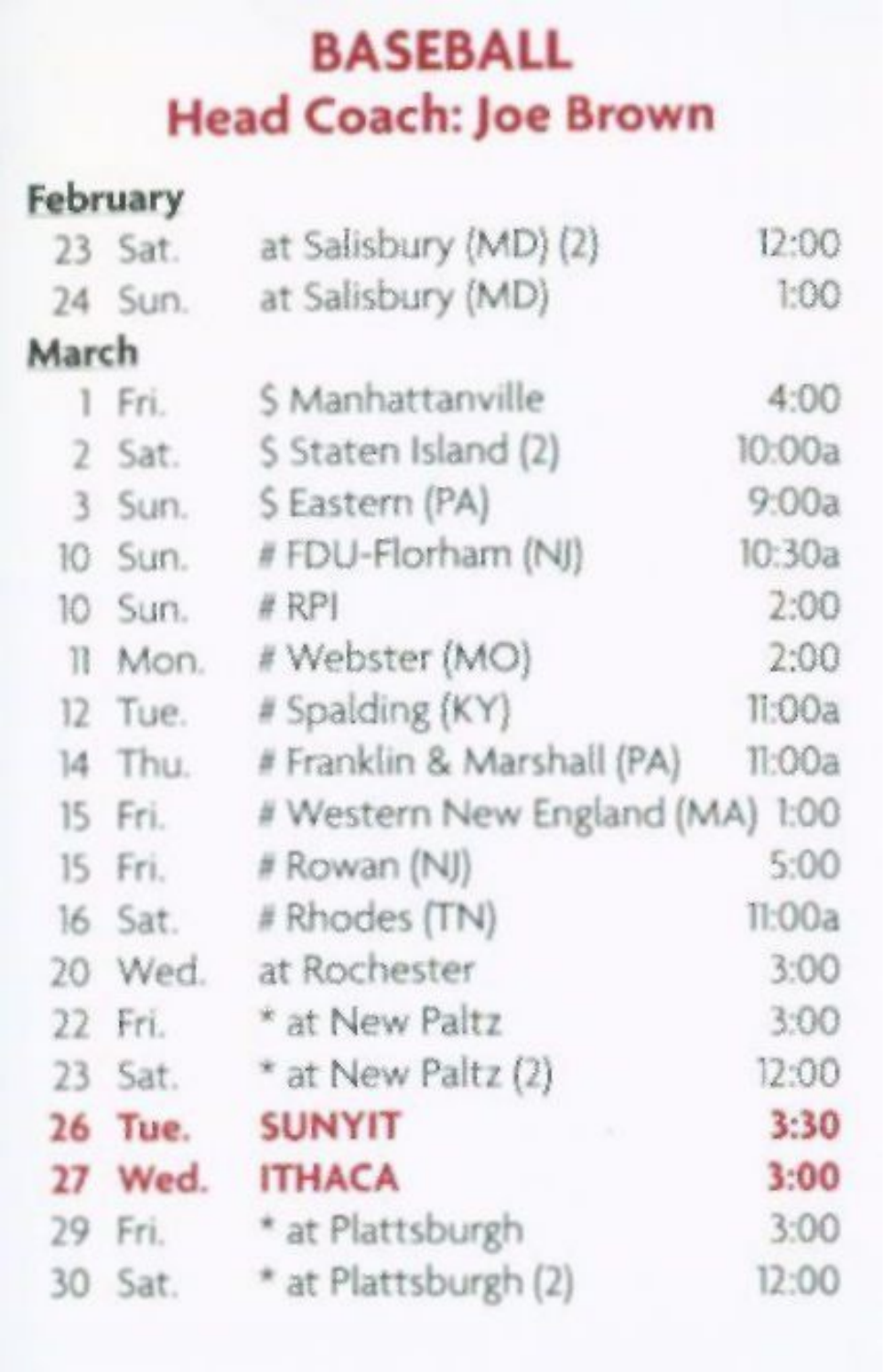# BASEBALL

## Head Coach: Joe Brown

**February**

| | | | |
|---|---|---|---|
| 23 | Sat. | at Salisbury (MD) (2) | 12:00 |
| 24 | Sun. | at Salisbury (MD) | 1:00 |

**March**

| | | | |
|---|---|---|---|
| 1 | Fri. | $ Manhattanville | 4:00 |
| 2 | Sat. | $ Staten Island (2) | 10:00a |
| 3 | Sun. | $ Eastern (PA) | 9:00a |
| 10 | Sun. | # FDU-Florham (NJ) | 10:30a |
| 10 | Sun. | # RPI | 2:00 |
| 11 | Mon. | # Webster (MO) | 2:00 |
| 12 | Tue. | # Spalding (KY) | 11:00a |
| 14 | Thu. | # Franklin & Marshall (PA) | 11:00a |
| 15 | Fri. | # Western New England (MA) | 1:00 |
| 15 | Fri. | # Rowan (NJ) | 5:00 |
| 16 | Sat. | # Rhodes (TN) | 11:00a |
| 20 | Wed. | at Rochester | 3:00 |
| 22 | Fri. | * at New Paltz | 3:00 |
| 23 | Sat. | * at New Paltz (2) | 12:00 |
| **26** | **Tue.** | **SUNYIT** | **3:30** |
| **27** | **Wed.** | **ITHACA** | **3:00** |
| 29 | Fri. | * at Plattsburgh | 3:00 |
| 30 | Sat. | * at Plattsburgh (2) | 12:00 |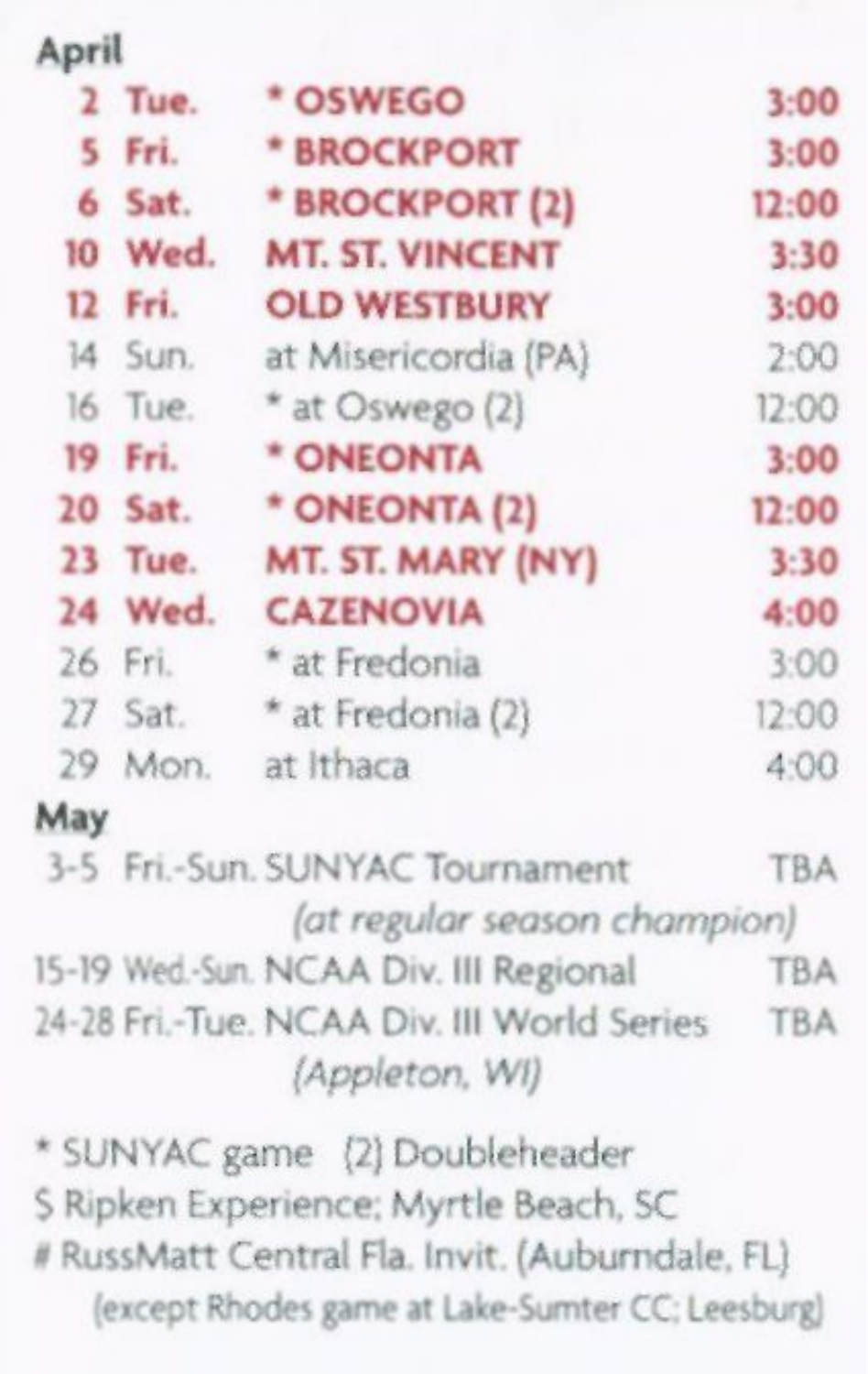## April

| Date | Day | Opponent | Time |
|---|---|---|---|
| 2 | Tue. | **\* OSWEGO** | **3:00** |
| 5 | Fri. | **\* BROCKPORT** | **3:00** |
| 6 | Sat. | **\* BROCKPORT (2)** | **12:00** |
| 10 | Wed. | **MT. ST. VINCENT** | **3:30** |
| 12 | Fri. | **OLD WESTBURY** | **3:00** |
| 14 | Sun. | at Misericordia (PA) | 2:00 |
| 16 | Tue. | * at Oswego (2) | 12:00 |
| 19 | Fri. | **\* ONEONTA** | **3:00** |
| 20 | Sat. | **\* ONEONTA (2)** | **12:00** |
| 23 | Tue. | **MT. ST. MARY (NY)** | **3:30** |
| 24 | Wed. | **CAZENOVIA** | **4:00** |
| 26 | Fri. | * at Fredonia | 3:00 |
| 27 | Sat. | * at Fredonia (2) | 12:00 |
| 29 | Mon. | at Ithaca | 4:00 |

## May

| Date | Day | Event | Time |
|---|---|---|---|
| 3-5 | Fri.-Sun. | SUNYAC Tournament *(at regular season champion)* | TBA |
| 15-19 | Wed.-Sun. | NCAA Div. III Regional | TBA |
| 24-28 | Fri.-Tue. | NCAA Div. III World Series *(Appleton, WI)* | TBA |

\* SUNYAC game (2) Doubleheader

$ Ripken Experience; Myrtle Beach, SC

\# RussMatt Central Fla. Invit. (Auburndale, FL) (except Rhodes game at Lake-Sumter CC; Leesburg)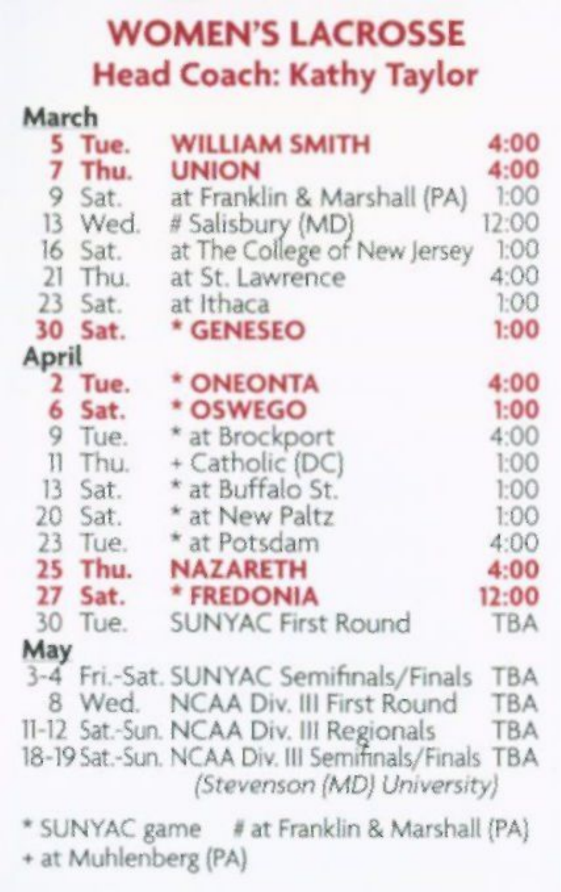# WOMEN'S LACROSSE

## Head Coach: Kathy Taylor

**March**

| | | | |
|---|---|---|---|
| **5** | **Tue.** | **WILLIAM SMITH** | **4:00** |
| **7** | **Thu.** | **UNION** | **4:00** |
| 9 | Sat. | at Franklin & Marshall (PA) | 1:00 |
| 13 | Wed. | # Salisbury (MD) | 12:00 |
| 16 | Sat. | at The College of New Jersey | 1:00 |
| 21 | Thu. | at St. Lawrence | 4:00 |
| 23 | Sat. | at Ithaca | 1:00 |
| **30** | **Sat.** | **\* GENESEO** | **1:00** |

**April**

| | | | |
|---|---|---|---|
| **2** | **Tue.** | **\* ONEONTA** | **4:00** |
| **6** | **Sat.** | **\* OSWEGO** | **1:00** |
| 9 | Tue. | * at Brockport | 4:00 |
| 11 | Thu. | + Catholic (DC) | 1:00 |
| 13 | Sat. | * at Buffalo St. | 1:00 |
| 20 | Sat. | * at New Paltz | 1:00 |
| 23 | Tue. | * at Potsdam | 4:00 |
| **25** | **Thu.** | **NAZARETH** | **4:00** |
| **27** | **Sat.** | **\* FREDONIA** | **12:00** |
| 30 | Tue. | SUNYAC First Round | TBA |

**May**

| | | | |
|---|---|---|---|
| 3-4 | Fri.-Sat. | SUNYAC Semifinals/Finals | TBA |
| 8 | Wed. | NCAA Div. III First Round | TBA |
| 11-12 | Sat.-Sun. | NCAA Div. III Regionals | TBA |
| 18-19 | Sat.-Sun. | NCAA Div. III Semifinals/Finals *(Stevenson (MD) University)* | TBA |

\* SUNYAC game # at Franklin & Marshall (PA)
+ at Muhlenberg (PA)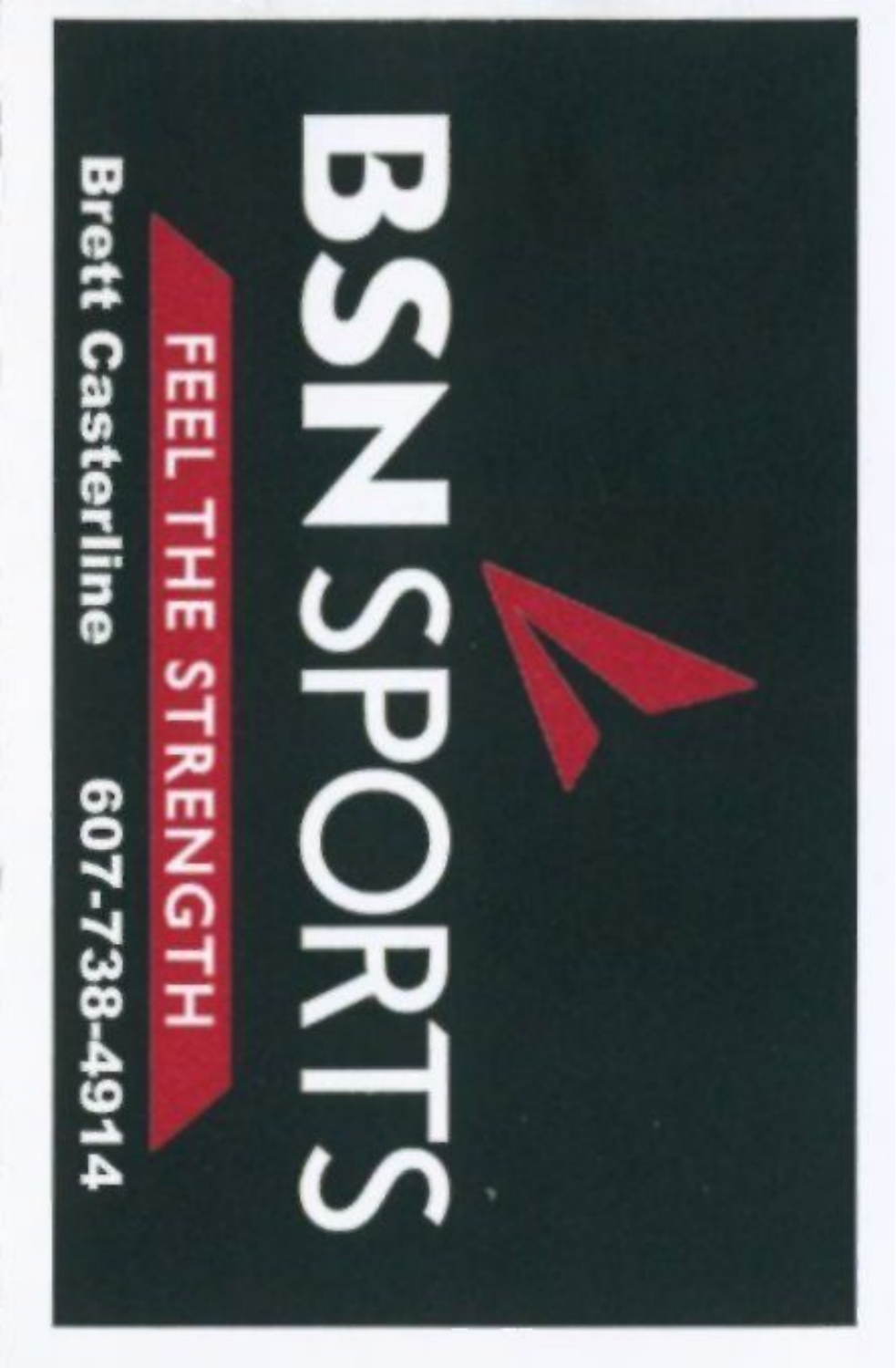# BSN SPORTS

FEEL THE STRENGTH

Brett Casterline 607-738-4914